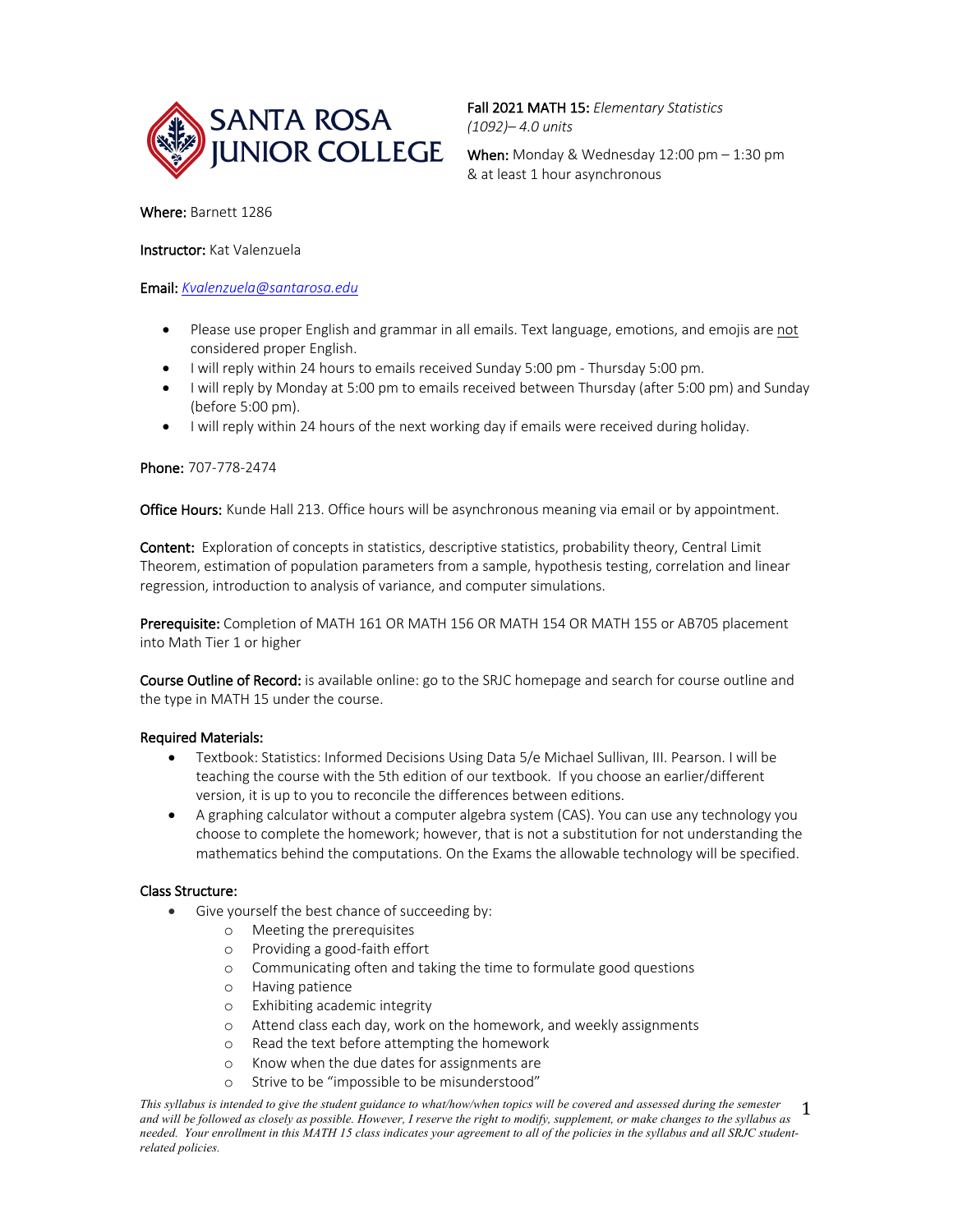**Fall 2021 MATH 15:** *Elementary Statistics (1092)– 4.0 units*

**When:** Monday & Wednesday 12:00 pm – 1:30 pm & at least 1 hour asynchronous

**Where:** Barnett 1286

**Instructor:** Kat Valenzuela

**Email:** *Kvalenzuela@santarosa.edu*

- Please use proper English and grammar in all emails. Text language, emotions, and emojis are not considered proper English.
- I will reply within 24 hours to emails received Sunday 5:00 pm - Thursday 5:00 pm.
- I will reply by Monday at 5:00 pm to emails received between Thursday (after 5:00 pm) and Sunday (before 5:00 pm).
- I will reply within 24 hours of the next working day if emails were received during holiday.

**Phone:** 707-778-2474

**Office Hours:** Kunde Hall 213. Office hours will be asynchronous meaning via email or by appointment.

**Content:** Exploration of concepts in statistics, descriptive statistics, probability theory, Central Limit Theorem, estimation of population parameters from a sample, hypothesis testing, correlation and linear regression, introduction to analysis of variance, and computer simulations.

**Prerequisite:** Completion of MATH 161 OR MATH 156 OR MATH 154 OR MATH 155 or AB705 placement into Math Tier 1 or higher

**Course Outline of Record:** is available online: go to the SRJC homepage and search for course outline and the type in MATH 15 under the course.

**Required Materials:**

- Textbook: Statistics: Informed Decisions Using Data 5/e Michael Sullivan, III. Pearson. I will be teaching the course with the 5th edition of our textbook. If you choose an earlier/different version, it is up to you to reconcile the differences between editions.
- A graphing calculator without a computer algebra system (CAS). You can use any technology you choose to complete the homework; however, that is not a substitution for not understanding the mathematics behind the computations. On the Exams the allowable technology will be specified.

**Class Structure:**

- Give yourself the best chance of succeeding by:
  - Meeting the prerequisites
  - Providing a good-faith effort
  - Communicating often and taking the time to formulate good questions
  - Having patience
  - Exhibiting academic integrity
  - Attend class each day, work on the homework, and weekly assignments
  - Read the text before attempting the homework
  - Know when the due dates for assignments are
  - Strive to be "impossible to be misunderstood"

*This syllabus is intended to give the student guidance to what/how/when topics will be covered and assessed during the semester and will be followed as closely as possible. However, I reserve the right to modify, supplement, or make changes to the syllabus as needed. Your enrollment in this MATH 15 class indicates your agreement to all of the policies in the syllabus and all SRJC student-related policies.*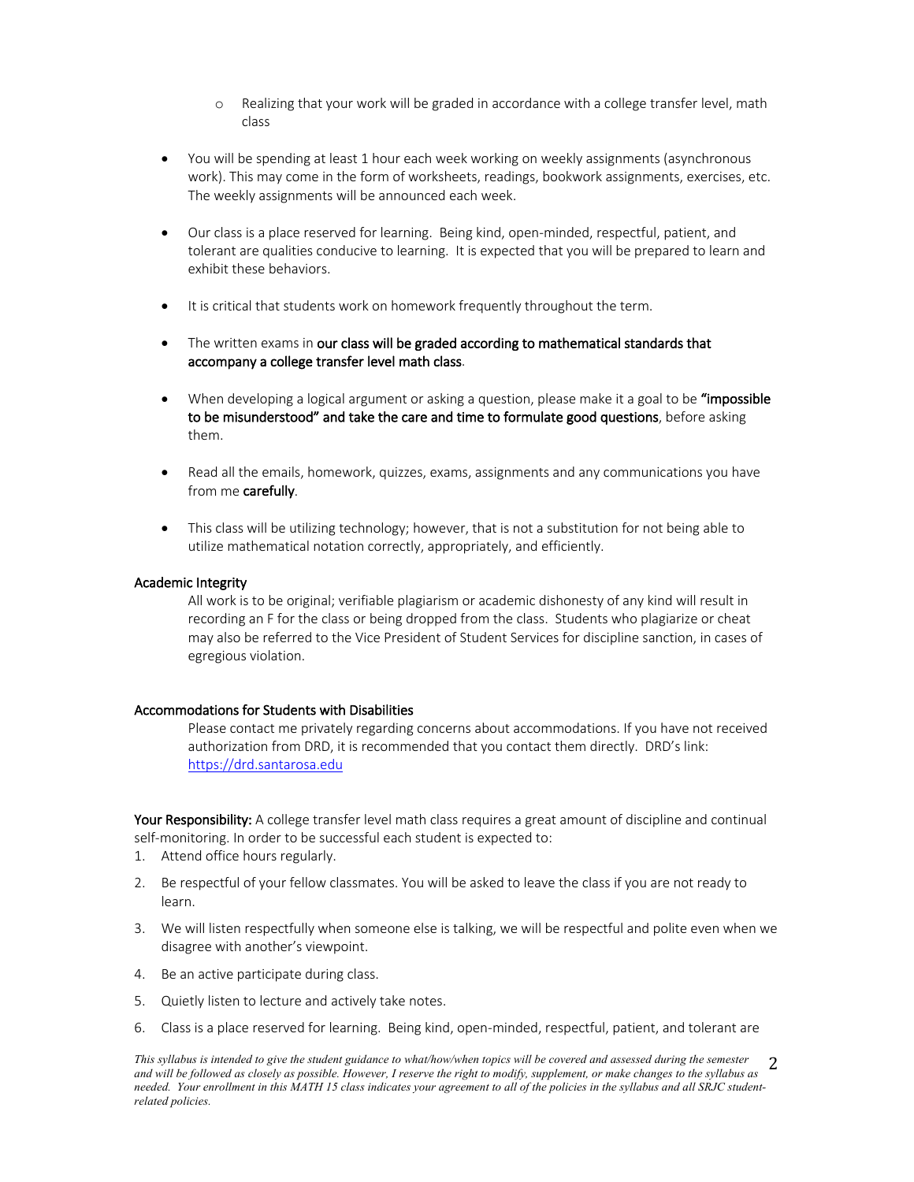- Realizing that your work will be graded in accordance with a college transfer level, math class

- You will be spending at least 1 hour each week working on weekly assignments (asynchronous work). This may come in the form of worksheets, readings, bookwork assignments, exercises, etc. The weekly assignments will be announced each week.

- Our class is a place reserved for learning. Being kind, open-minded, respectful, patient, and tolerant are qualities conducive to learning. It is expected that you will be prepared to learn and exhibit these behaviors.

- It is critical that students work on homework frequently throughout the term.

- The written exams in **our class will be graded according to mathematical standards that accompany a college transfer level math class**.

- When developing a logical argument or asking a question, please make it a goal to be **"impossible to be misunderstood" and take the care and time to formulate good questions**, before asking them.

- Read all the emails, homework, quizzes, exams, assignments and any communications you have from me **carefully**.

- This class will be utilizing technology; however, that is not a substitution for not being able to utilize mathematical notation correctly, appropriately, and efficiently.

### Academic Integrity

All work is to be original; verifiable plagiarism or academic dishonesty of any kind will result in recording an F for the class or being dropped from the class. Students who plagiarize or cheat may also be referred to the Vice President of Student Services for discipline sanction, in cases of egregious violation.

### Accommodations for Students with Disabilities

Please contact me privately regarding concerns about accommodations. If you have not received authorization from DRD, it is recommended that you contact them directly. DRD's link: https://drd.santarosa.edu

**Your Responsibility:** A college transfer level math class requires a great amount of discipline and continual self-monitoring. In order to be successful each student is expected to:

1. Attend office hours regularly.
2. Be respectful of your fellow classmates. You will be asked to leave the class if you are not ready to learn.
3. We will listen respectfully when someone else is talking, we will be respectful and polite even when we disagree with another's viewpoint.
4. Be an active participate during class.
5. Quietly listen to lecture and actively take notes.
6. Class is a place reserved for learning. Being kind, open-minded, respectful, patient, and tolerant are

*This syllabus is intended to give the student guidance to what/how/when topics will be covered and assessed during the semester and will be followed as closely as possible. However, I reserve the right to modify, supplement, or make changes to the syllabus as needed. Your enrollment in this MATH 15 class indicates your agreement to all of the policies in the syllabus and all SRJC student-related policies.*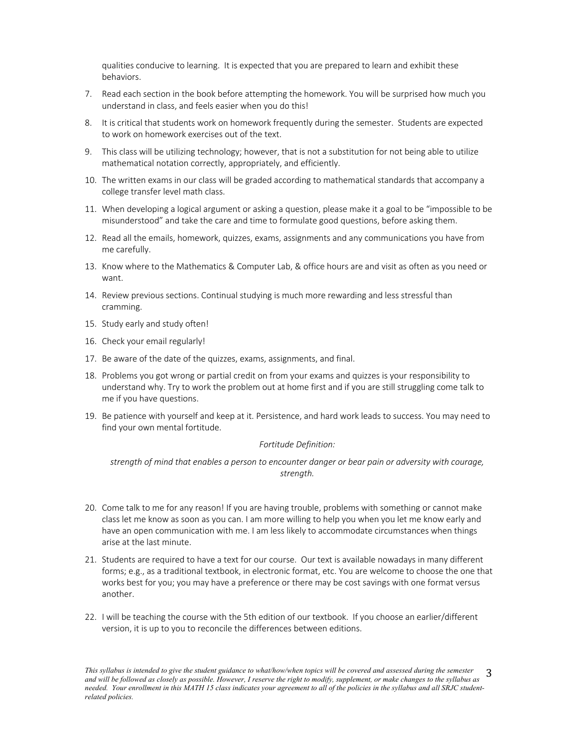qualities conducive to learning. It is expected that you are prepared to learn and exhibit these behaviors.

7. Read each section in the book before attempting the homework. You will be surprised how much you understand in class, and feels easier when you do this!
8. It is critical that students work on homework frequently during the semester. Students are expected to work on homework exercises out of the text.
9. This class will be utilizing technology; however, that is not a substitution for not being able to utilize mathematical notation correctly, appropriately, and efficiently.
10. The written exams in our class will be graded according to mathematical standards that accompany a college transfer level math class.
11. When developing a logical argument or asking a question, please make it a goal to be "impossible to be misunderstood" and take the care and time to formulate good questions, before asking them.
12. Read all the emails, homework, quizzes, exams, assignments and any communications you have from me carefully.
13. Know where to the Mathematics & Computer Lab, & office hours are and visit as often as you need or want.
14. Review previous sections. Continual studying is much more rewarding and less stressful than cramming.
15. Study early and study often!
16. Check your email regularly!
17. Be aware of the date of the quizzes, exams, assignments, and final.
18. Problems you got wrong or partial credit on from your exams and quizzes is your responsibility to understand why. Try to work the problem out at home first and if you are still struggling come talk to me if you have questions.
19. Be patience with yourself and keep at it. Persistence, and hard work leads to success. You may need to find your own mental fortitude.

    *Fortitude Definition:*

    *strength of mind that enables a person to encounter danger or bear pain or adversity with courage, strength.*

20. Come talk to me for any reason! If you are having trouble, problems with something or cannot make class let me know as soon as you can. I am more willing to help you when you let me know early and have an open communication with me. I am less likely to accommodate circumstances when things arise at the last minute.
21. Students are required to have a text for our course. Our text is available nowadays in many different forms; e.g., as a traditional textbook, in electronic format, etc. You are welcome to choose the one that works best for you; you may have a preference or there may be cost savings with one format versus another.
22. I will be teaching the course with the 5th edition of our textbook. If you choose an earlier/different version, it is up to you to reconcile the differences between editions.

*This syllabus is intended to give the student guidance to what/how/when topics will be covered and assessed during the semester and will be followed as closely as possible. However, I reserve the right to modify, supplement, or make changes to the syllabus as needed. Your enrollment in this MATH 15 class indicates your agreement to all of the policies in the syllabus and all SRJC student-related policies.*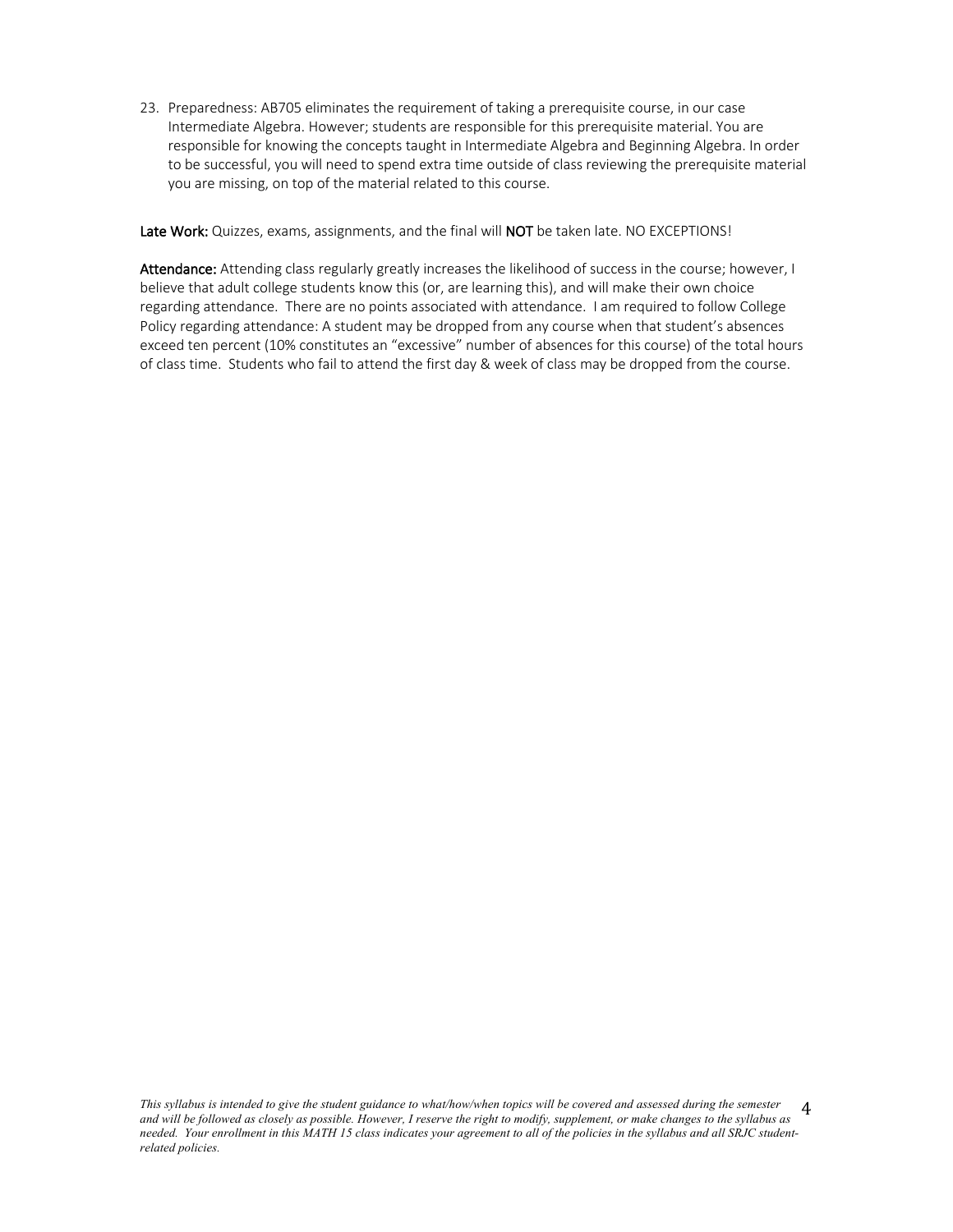23. Preparedness: AB705 eliminates the requirement of taking a prerequisite course, in our case Intermediate Algebra. However; students are responsible for this prerequisite material. You are responsible for knowing the concepts taught in Intermediate Algebra and Beginning Algebra. In order to be successful, you will need to spend extra time outside of class reviewing the prerequisite material you are missing, on top of the material related to this course.

**Late Work:** Quizzes, exams, assignments, and the final will **NOT** be taken late. NO EXCEPTIONS!

**Attendance:** Attending class regularly greatly increases the likelihood of success in the course; however, I believe that adult college students know this (or, are learning this), and will make their own choice regarding attendance. There are no points associated with attendance. I am required to follow College Policy regarding attendance: A student may be dropped from any course when that student's absences exceed ten percent (10% constitutes an "excessive" number of absences for this course) of the total hours of class time. Students who fail to attend the first day & week of class may be dropped from the course.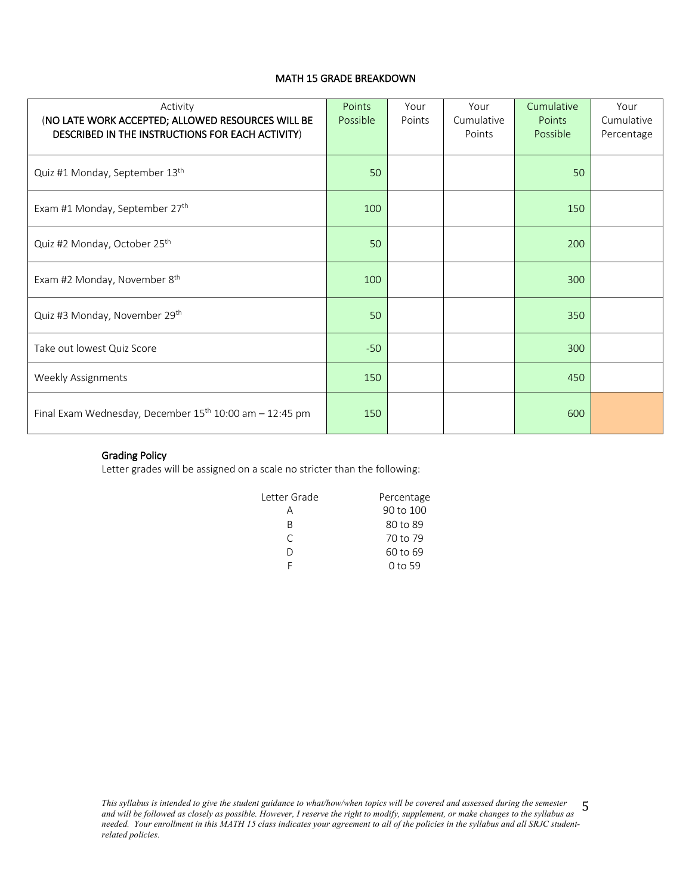# MATH 15 GRADE BREAKDOWN

| Activity (**NO LATE WORK ACCEPTED; ALLOWED RESOURCES WILL BE DESCRIBED IN THE INSTRUCTIONS FOR EACH ACTIVITY**) | Points Possible | Your Points | Your Cumulative Points | Cumulative Points Possible | Your Cumulative Percentage |
|---|---|---|---|---|---|
| Quiz #1 Monday, September 13th | 50 | | | 50 | |
| Exam #1 Monday, September 27th | 100 | | | 150 | |
| Quiz #2 Monday, October 25th | 50 | | | 200 | |
| Exam #2 Monday, November 8th | 100 | | | 300 | |
| Quiz #3 Monday, November 29th | 50 | | | 350 | |
| Take out lowest Quiz Score | -50 | | | 300 | |
| Weekly Assignments | 150 | | | 450 | |
| Final Exam Wednesday, December 15th 10:00 am – 12:45 pm | 150 | | | 600 | |

## Grading Policy

Letter grades will be assigned on a scale no stricter than the following:

| Letter Grade | Percentage |
|---|---|
| A | 90 to 100 |
| B | 80 to 89 |
| C | 70 to 79 |
| D | 60 to 69 |
| F | 0 to 59 |

*This syllabus is intended to give the student guidance to what/how/when topics will be covered and assessed during the semester and will be followed as closely as possible. However, I reserve the right to modify, supplement, or make changes to the syllabus as needed. Your enrollment in this MATH 15 class indicates your agreement to all of the policies in the syllabus and all SRJC student-related policies.*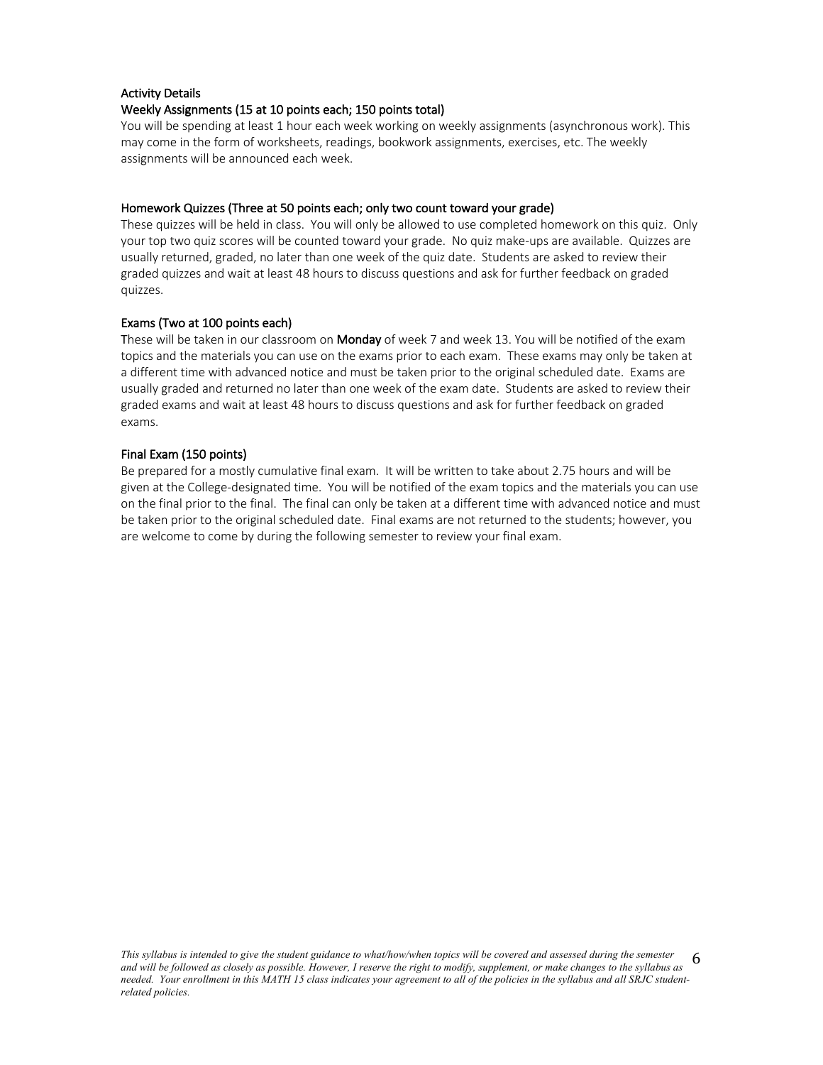### Activity Details

#### Weekly Assignments (15 at 10 points each; 150 points total)

You will be spending at least 1 hour each week working on weekly assignments (asynchronous work). This may come in the form of worksheets, readings, bookwork assignments, exercises, etc. The weekly assignments will be announced each week.

#### Homework Quizzes (Three at 50 points each; only two count toward your grade)

These quizzes will be held in class. You will only be allowed to use completed homework on this quiz. Only your top two quiz scores will be counted toward your grade. No quiz make-ups are available. Quizzes are usually returned, graded, no later than one week of the quiz date. Students are asked to review their graded quizzes and wait at least 48 hours to discuss questions and ask for further feedback on graded quizzes.

#### Exams (Two at 100 points each)

These will be taken in our classroom on **Monday** of week 7 and week 13. You will be notified of the exam topics and the materials you can use on the exams prior to each exam. These exams may only be taken at a different time with advanced notice and must be taken prior to the original scheduled date. Exams are usually graded and returned no later than one week of the exam date. Students are asked to review their graded exams and wait at least 48 hours to discuss questions and ask for further feedback on graded exams.

#### Final Exam (150 points)

Be prepared for a mostly cumulative final exam. It will be written to take about 2.75 hours and will be given at the College-designated time. You will be notified of the exam topics and the materials you can use on the final prior to the final. The final can only be taken at a different time with advanced notice and must be taken prior to the original scheduled date. Final exams are not returned to the students; however, you are welcome to come by during the following semester to review your final exam.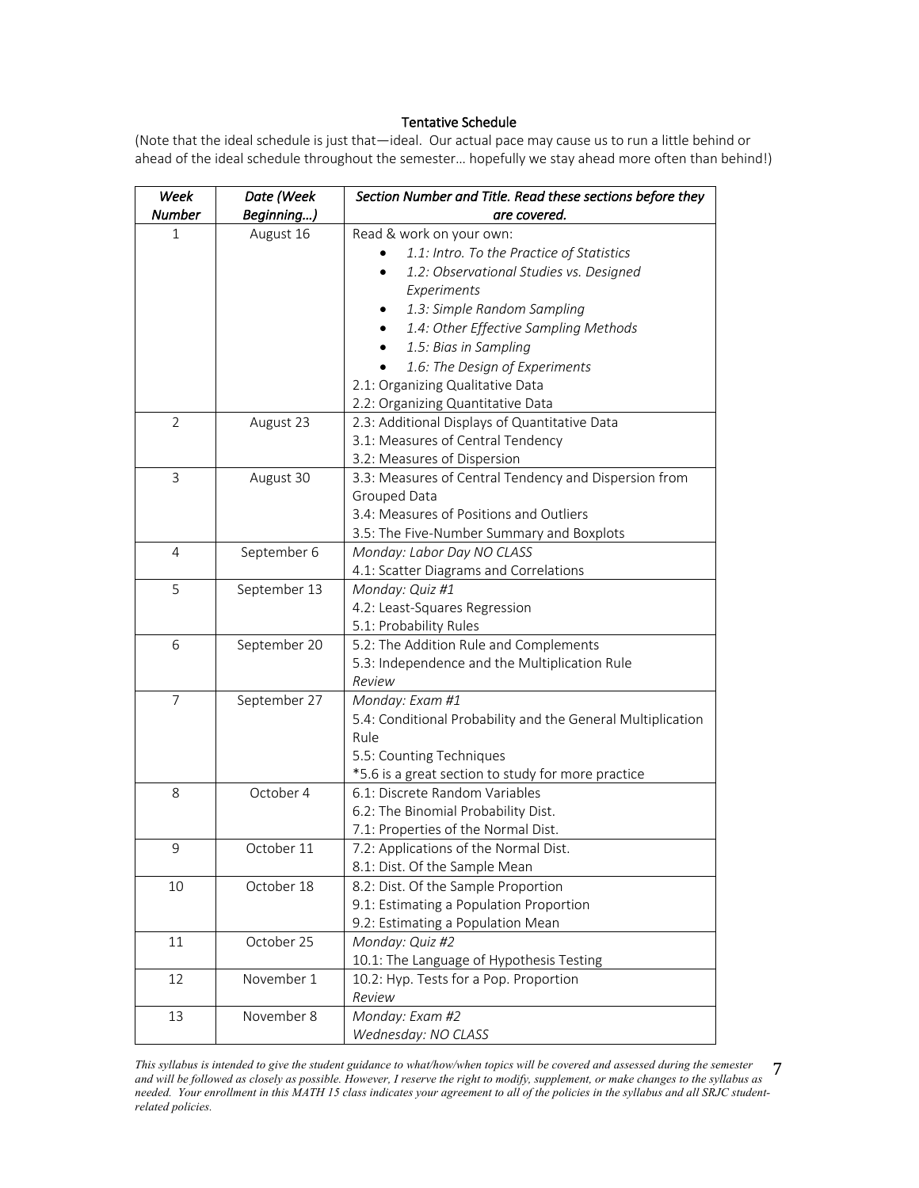## Tentative Schedule

(Note that the ideal schedule is just that—ideal. Our actual pace may cause us to run a little behind or ahead of the ideal schedule throughout the semester… hopefully we stay ahead more often than behind!)

| *Week Number* | *Date (Week Beginning…)* | *Section Number and Title. Read these sections before they are covered.* |
|---|---|---|
| 1 | August 16 | Read & work on your own:<br>• *1.1: Intro. To the Practice of Statistics*<br>• *1.2: Observational Studies vs. Designed Experiments*<br>• *1.3: Simple Random Sampling*<br>• *1.4: Other Effective Sampling Methods*<br>• *1.5: Bias in Sampling*<br>• *1.6: The Design of Experiments*<br>2.1: Organizing Qualitative Data<br>2.2: Organizing Quantitative Data |
| 2 | August 23 | 2.3: Additional Displays of Quantitative Data<br>3.1: Measures of Central Tendency<br>3.2: Measures of Dispersion |
| 3 | August 30 | 3.3: Measures of Central Tendency and Dispersion from Grouped Data<br>3.4: Measures of Positions and Outliers<br>3.5: The Five-Number Summary and Boxplots |
| 4 | September 6 | *Monday: Labor Day NO CLASS*<br>4.1: Scatter Diagrams and Correlations |
| 5 | September 13 | *Monday: Quiz #1*<br>4.2: Least-Squares Regression<br>5.1: Probability Rules |
| 6 | September 20 | 5.2: The Addition Rule and Complements<br>5.3: Independence and the Multiplication Rule<br>*Review* |
| 7 | September 27 | *Monday: Exam #1*<br>5.4: Conditional Probability and the General Multiplication Rule<br>5.5: Counting Techniques<br>*5.6 is a great section to study for more practice |
| 8 | October 4 | 6.1: Discrete Random Variables<br>6.2: The Binomial Probability Dist.<br>7.1: Properties of the Normal Dist. |
| 9 | October 11 | 7.2: Applications of the Normal Dist.<br>8.1: Dist. Of the Sample Mean |
| 10 | October 18 | 8.2: Dist. Of the Sample Proportion<br>9.1: Estimating a Population Proportion<br>9.2: Estimating a Population Mean |
| 11 | October 25 | *Monday: Quiz #2*<br>10.1: The Language of Hypothesis Testing |
| 12 | November 1 | 10.2: Hyp. Tests for a Pop. Proportion<br>*Review* |
| 13 | November 8 | *Monday: Exam #2*<br>*Wednesday: NO CLASS* |

*This syllabus is intended to give the student guidance to what/how/when topics will be covered and assessed during the semester and will be followed as closely as possible. However, I reserve the right to modify, supplement, or make changes to the syllabus as needed. Your enrollment in this MATH 15 class indicates your agreement to all of the policies in the syllabus and all SRJC student-related policies.*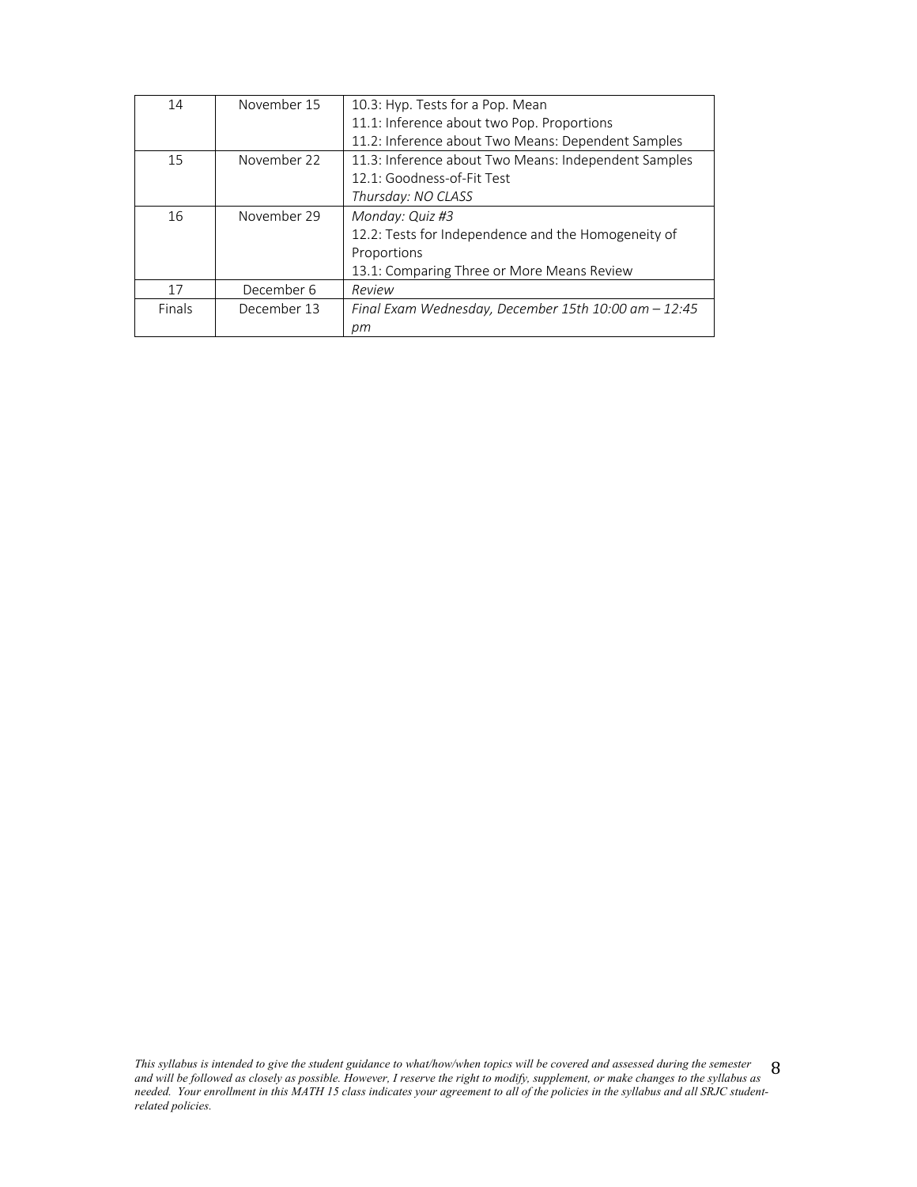| 14 | November 15 | 10.3: Hyp. Tests for a Pop. Mean<br>11.1: Inference about two Pop. Proportions<br>11.2: Inference about Two Means: Dependent Samples |
|---|---|---|
| 15 | November 22 | 11.3: Inference about Two Means: Independent Samples<br>12.1: Goodness-of-Fit Test<br>*Thursday: NO CLASS* |
| 16 | November 29 | *Monday: Quiz #3*<br>12.2: Tests for Independence and the Homogeneity of Proportions<br>13.1: Comparing Three or More Means Review |
| 17 | December 6 | *Review* |
| Finals | December 13 | *Final Exam Wednesday, December 15th 10:00 am – 12:45 pm* |

*This syllabus is intended to give the student guidance to what/how/when topics will be covered and assessed during the semester and will be followed as closely as possible. However, I reserve the right to modify, supplement, or make changes to the syllabus as needed. Your enrollment in this MATH 15 class indicates your agreement to all of the policies in the syllabus and all SRJC student-related policies.*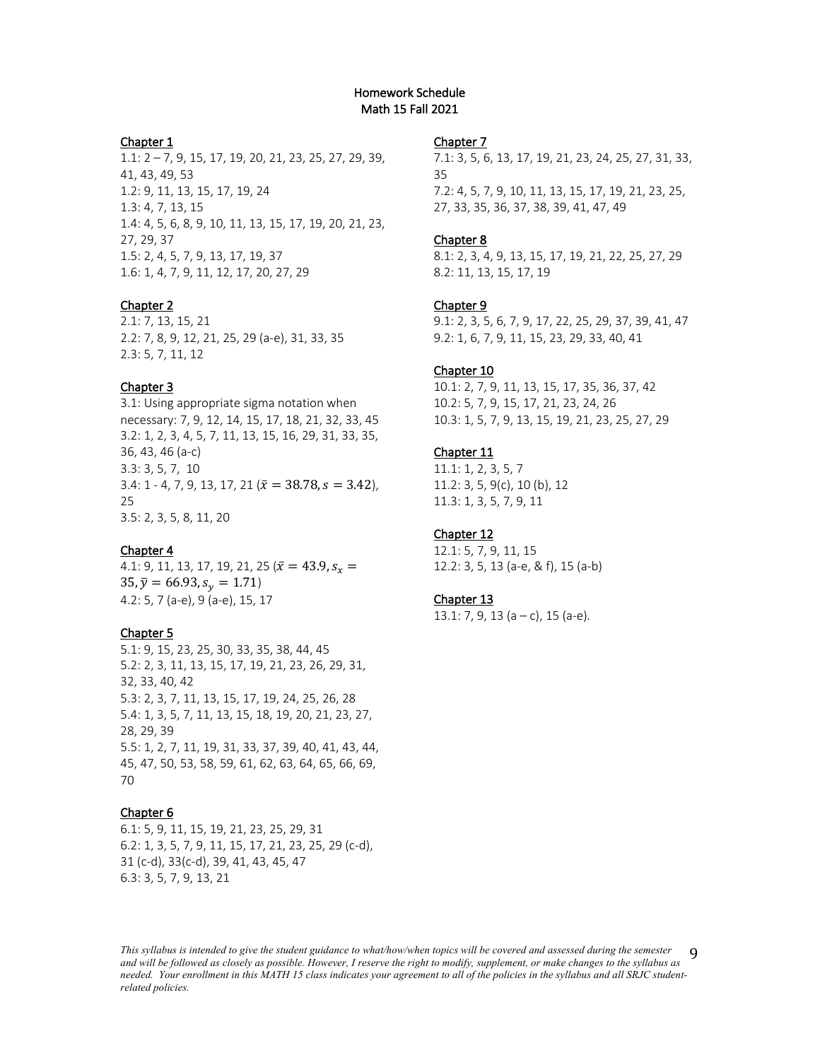# Homework Schedule
## Math 15 Fall 2021

### Chapter 1

1.1: 2 – 7, 9, 15, 17, 19, 20, 21, 23, 25, 27, 29, 39, 41, 43, 49, 53
1.2: 9, 11, 13, 15, 17, 19, 24
1.3: 4, 7, 13, 15
1.4: 4, 5, 6, 8, 9, 10, 11, 13, 15, 17, 19, 20, 21, 23, 27, 29, 37
1.5: 2, 4, 5, 7, 9, 13, 17, 19, 37
1.6: 1, 4, 7, 9, 11, 12, 17, 20, 27, 29

### Chapter 2

2.1: 7, 13, 15, 21
2.2: 7, 8, 9, 12, 21, 25, 29 (a-e), 31, 33, 35
2.3: 5, 7, 11, 12

### Chapter 3

3.1: Using appropriate sigma notation when necessary: 7, 9, 12, 14, 15, 17, 18, 21, 32, 33, 45
3.2: 1, 2, 3, 4, 5, 7, 11, 13, 15, 16, 29, 31, 33, 35, 36, 43, 46 (a-c)
3.3: 3, 5, 7, 10
3.4: 1 - 4, 7, 9, 13, 17, 21 ($\bar{x} = 38.78, s = 3.42$), 25
3.5: 2, 3, 5, 8, 11, 20

### Chapter 4

4.1: 9, 11, 13, 17, 19, 21, 25 ($\bar{x} = 43.9, s_x = 35, \bar{y} = 66.93, s_y = 1.71$)
4.2: 5, 7 (a-e), 9 (a-e), 15, 17

### Chapter 5

5.1: 9, 15, 23, 25, 30, 33, 35, 38, 44, 45
5.2: 2, 3, 11, 13, 15, 17, 19, 21, 23, 26, 29, 31, 32, 33, 40, 42
5.3: 2, 3, 7, 11, 13, 15, 17, 19, 24, 25, 26, 28
5.4: 1, 3, 5, 7, 11, 13, 15, 18, 19, 20, 21, 23, 27, 28, 29, 39
5.5: 1, 2, 7, 11, 19, 31, 33, 37, 39, 40, 41, 43, 44, 45, 47, 50, 53, 58, 59, 61, 62, 63, 64, 65, 66, 69, 70

### Chapter 6

6.1: 5, 9, 11, 15, 19, 21, 23, 25, 29, 31
6.2: 1, 3, 5, 7, 9, 11, 15, 17, 21, 23, 25, 29 (c-d), 31 (c-d), 33(c-d), 39, 41, 43, 45, 47
6.3: 3, 5, 7, 9, 13, 21

### Chapter 7

7.1: 3, 5, 6, 13, 17, 19, 21, 23, 24, 25, 27, 31, 33, 35
7.2: 4, 5, 7, 9, 10, 11, 13, 15, 17, 19, 21, 23, 25, 27, 33, 35, 36, 37, 38, 39, 41, 47, 49

### Chapter 8

8.1: 2, 3, 4, 9, 13, 15, 17, 19, 21, 22, 25, 27, 29
8.2: 11, 13, 15, 17, 19

### Chapter 9

9.1: 2, 3, 5, 6, 7, 9, 17, 22, 25, 29, 37, 39, 41, 47
9.2: 1, 6, 7, 9, 11, 15, 23, 29, 33, 40, 41

### Chapter 10

10.1: 2, 7, 9, 11, 13, 15, 17, 35, 36, 37, 42
10.2: 5, 7, 9, 15, 17, 21, 23, 24, 26
10.3: 1, 5, 7, 9, 13, 15, 19, 21, 23, 25, 27, 29

### Chapter 11

11.1: 1, 2, 3, 5, 7
11.2: 3, 5, 9(c), 10 (b), 12
11.3: 1, 3, 5, 7, 9, 11

### Chapter 12

12.1: 5, 7, 9, 11, 15
12.2: 3, 5, 13 (a-e, & f), 15 (a-b)

### Chapter 13

13.1: 7, 9, 13 (a – c), 15 (a-e).

*This syllabus is intended to give the student guidance to what/how/when topics will be covered and assessed during the semester and will be followed as closely as possible. However, I reserve the right to modify, supplement, or make changes to the syllabus as needed. Your enrollment in this MATH 15 class indicates your agreement to all of the policies in the syllabus and all SRJC student-related policies.*